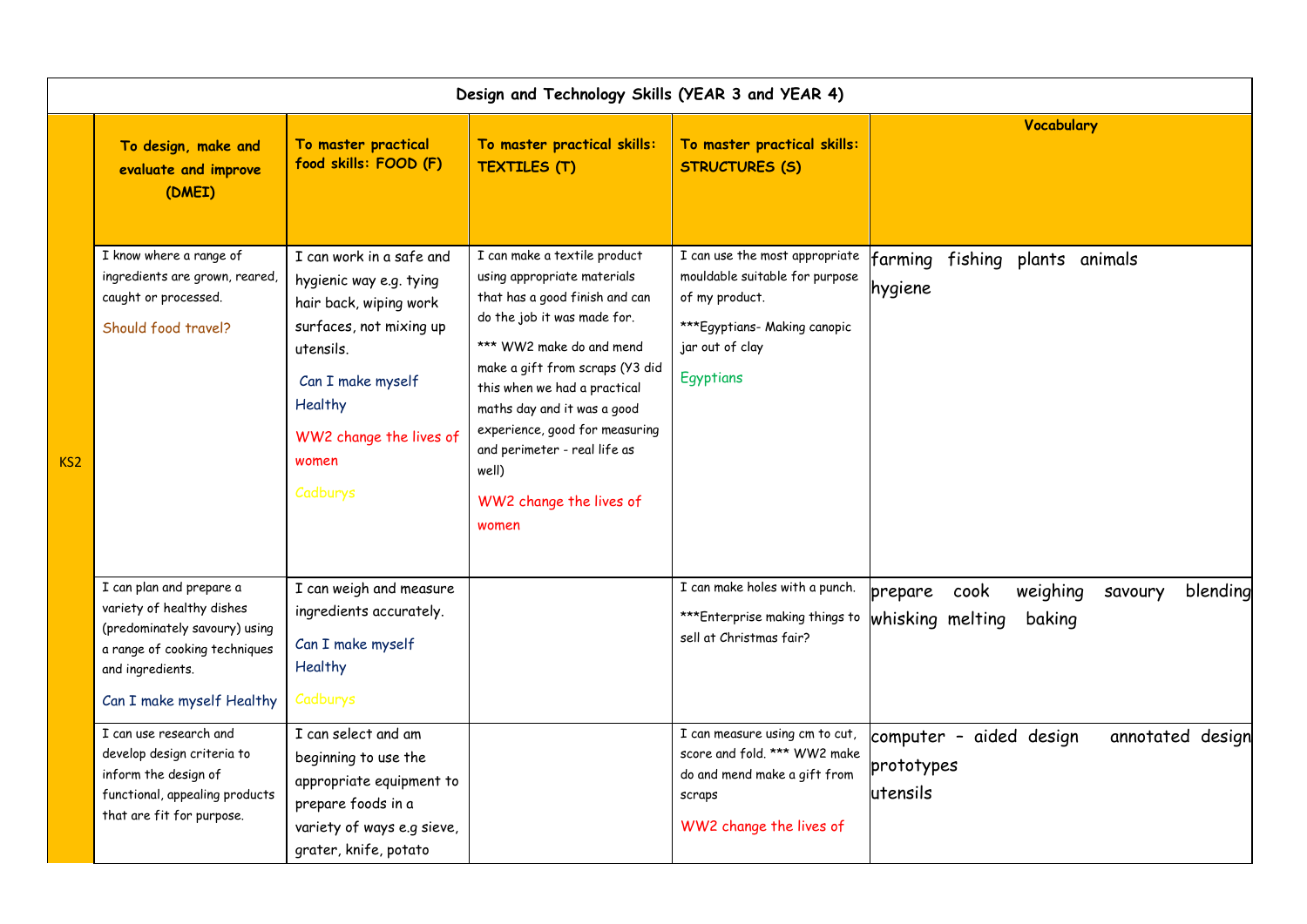# Design and Technology Skills (YEAR 3 and YEAR 4)

| | To design, make and evaluate and improve (DMEI) | To master practical food skills: FOOD (F) | To master practical skills: TEXTILES (T) | To master practical skills: STRUCTURES (S) | Vocabulary |
|---|---|---|---|---|---|
| KS2 | I know where a range of ingredients are grown, reared, caught or processed.<br>Should food travel? | I can work in a safe and hygienic way e.g. tying hair back, wiping work surfaces, not mixing up utensils.<br>Can I make myself Healthy<br>WW2 change the lives of women<br>Cadburys | I can make a textile product using appropriate materials that has a good finish and can do the job it was made for.<br>*** WW2 make do and mend make a gift from scraps (Y3 did this when we had a practical maths day and it was a good experience, good for measuring and perimeter - real life as well)<br>WW2 change the lives of women | I can use the most appropriate mouldable suitable for purpose of my product.<br>***Egyptians- Making canopic jar out of clay<br>Egyptians | farming fishing plants animals hygiene |
| | I can plan and prepare a variety of healthy dishes (predominately savoury) using a range of cooking techniques and ingredients.<br>Can I make myself Healthy | I can weigh and measure ingredients accurately.<br>Can I make myself Healthy<br>Cadburys | | I can make holes with a punch.<br>***Enterprise making things to sell at Christmas fair? | prepare cook weighing savoury blending whisking melting baking |
| | I can use research and develop design criteria to inform the design of functional, appealing products that are fit for purpose. | I can select and am beginning to use the appropriate equipment to prepare foods in a variety of ways e.g sieve, grater, knife, potato | | I can measure using cm to cut, score and fold. *** WW2 make do and mend make a gift from scraps<br>WW2 change the lives of | computer – aided design annotated design prototypes utensils |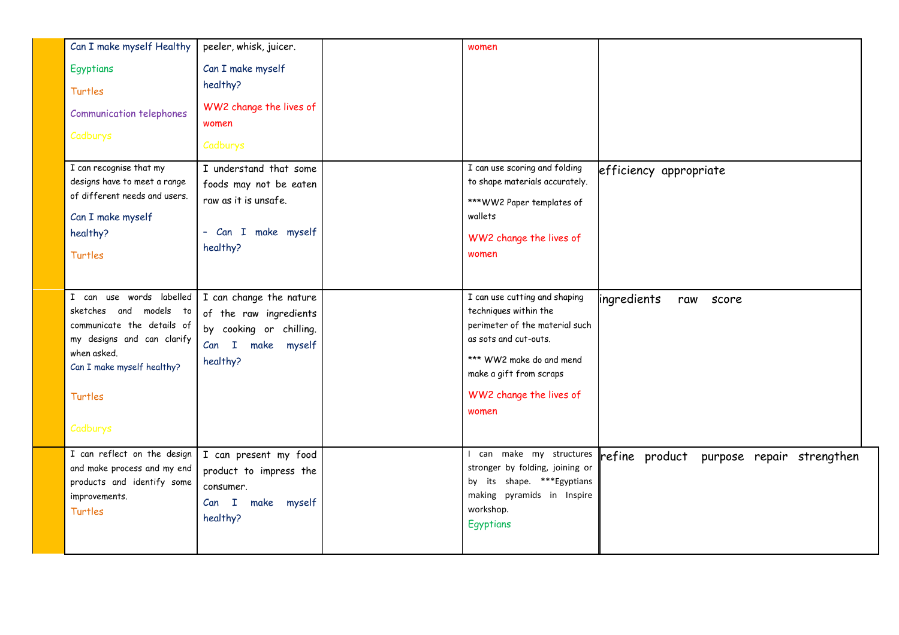| | | | | | |
|---|---|---|---|---|---|
| | Can I make myself Healthy<br><br>Egyptians<br><br>Turtles<br><br>Communication telephones<br><br>Cadburys | peeler, whisk, juicer.<br><br>Can I make myself healthy?<br><br>WW2 change the lives of women<br><br>Cadburys | | women | |
| | I can recognise that my designs have to meet a range of different needs and users.<br><br>Can I make myself healthy?<br><br>Turtles | I understand that some foods may not be eaten raw as it is unsafe.<br><br>- Can I make myself healthy? | | I can use scoring and folding to shape materials accurately.<br><br>***WW2 Paper templates of wallets<br><br>WW2 change the lives of women | efficiency appropriate |
| | I can use words labelled sketches and models to communicate the details of my designs and can clarify when asked.<br>Can I make myself healthy?<br><br>Turtles<br><br>Cadburys | I can change the nature of the raw ingredients by cooking or chilling. Can I make myself healthy? | | I can use cutting and shaping techniques within the perimeter of the material such as sots and cut-outs.<br><br>*** WW2 make do and mend make a gift from scraps<br><br>WW2 change the lives of women | ingredients raw score |
| | I can reflect on the design and make process and my end products and identify some improvements.<br>Turtles | I can present my food product to impress the consumer.<br>Can I make myself healthy? | | I can make my structures stronger by folding, joining or by its shape. ***Egyptians making pyramids in Inspire workshop.<br>Egyptians | refine product purpose repair strengthen |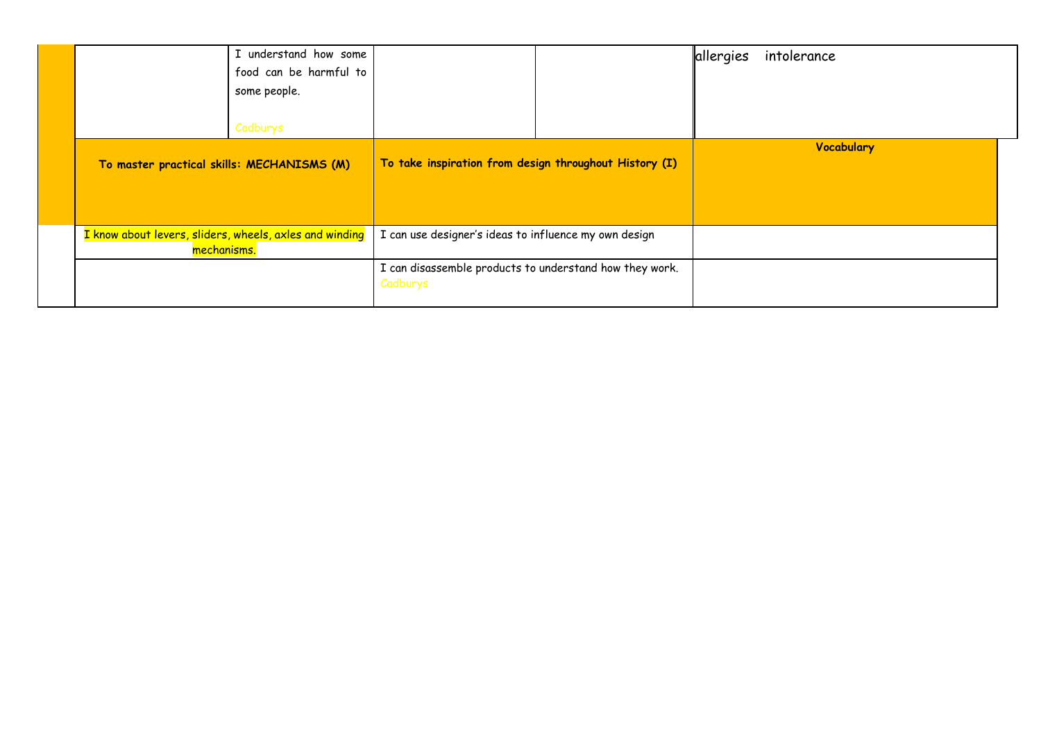| | | | | | |
|---|---|---|---|---|---|
| | | I understand how some food can be harmful to some people. Cadburys | | | allergies intolerance |
| | **To master practical skills: MECHANISMS (M)** | | **To take inspiration from design throughout History (I)** | | **Vocabulary** |
| | I know about levers, sliders, wheels, axles and winding mechanisms. | | I can use designer's ideas to influence my own design | | |
| | | | I can disassemble products to understand how they work. Cadburys | | |